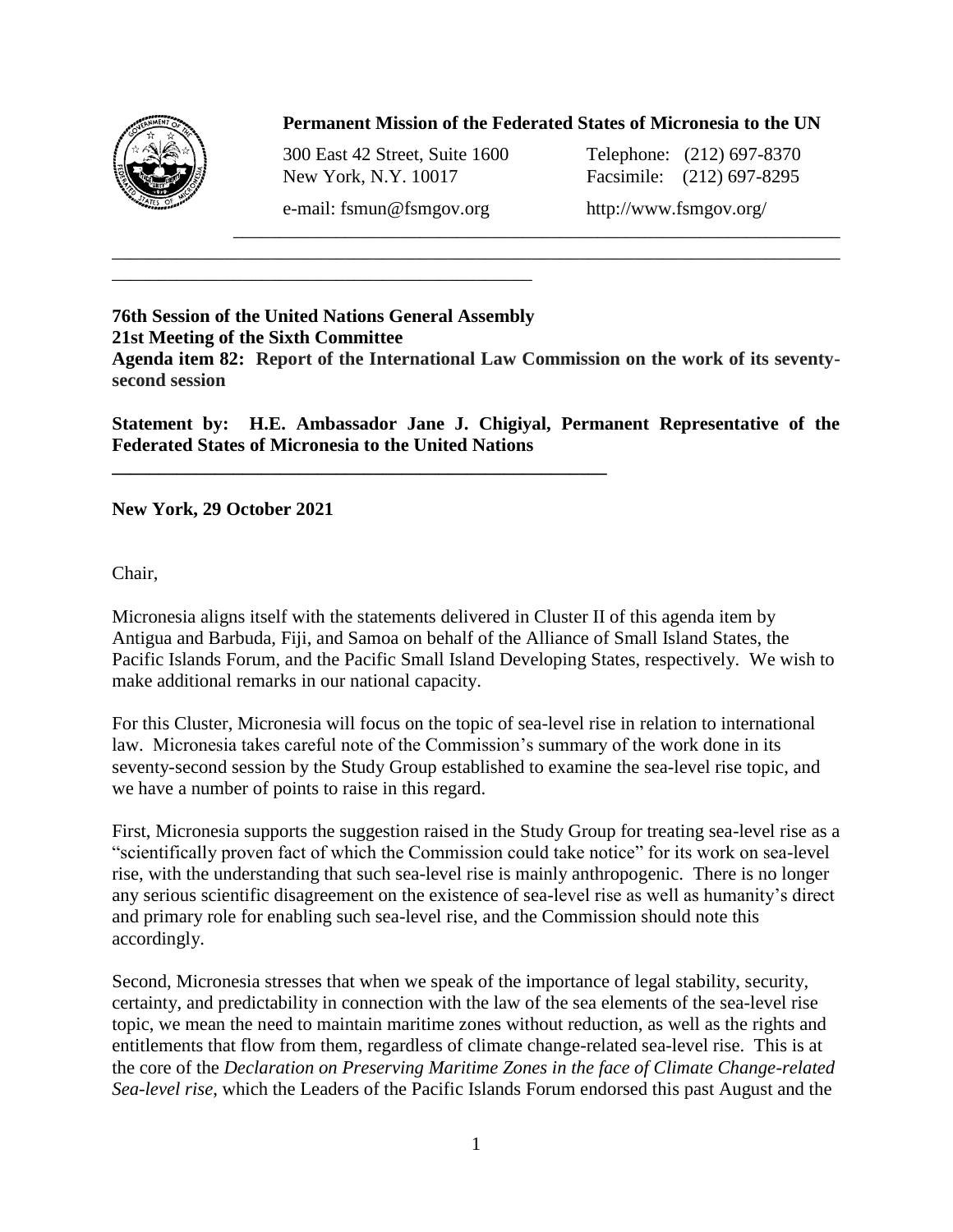**Permanent Mission of the Federated States of Micronesia to the UN**

300 East 42 Street, Suite 1600
New York, N.Y. 10017

Telephone: (212) 697-8370
Facsimile: (212) 697-8295

e-mail: fsmun@fsmgov.org

http://www.fsmgov.org/

---

**76th Session of the United Nations General Assembly**
**21st Meeting of the Sixth Committee**
**Agenda item 82: Report of the International Law Commission on the work of its seventy-second session**

**Statement by: H.E. Ambassador Jane J. Chigiyal, Permanent Representative of the Federated States of Micronesia to the United Nations**

---

**New York, 29 October 2021**

Chair,

Micronesia aligns itself with the statements delivered in Cluster II of this agenda item by Antigua and Barbuda, Fiji, and Samoa on behalf of the Alliance of Small Island States, the Pacific Islands Forum, and the Pacific Small Island Developing States, respectively. We wish to make additional remarks in our national capacity.

For this Cluster, Micronesia will focus on the topic of sea-level rise in relation to international law. Micronesia takes careful note of the Commission's summary of the work done in its seventy-second session by the Study Group established to examine the sea-level rise topic, and we have a number of points to raise in this regard.

First, Micronesia supports the suggestion raised in the Study Group for treating sea-level rise as a "scientifically proven fact of which the Commission could take notice" for its work on sea-level rise, with the understanding that such sea-level rise is mainly anthropogenic. There is no longer any serious scientific disagreement on the existence of sea-level rise as well as humanity's direct and primary role for enabling such sea-level rise, and the Commission should note this accordingly.

Second, Micronesia stresses that when we speak of the importance of legal stability, security, certainty, and predictability in connection with the law of the sea elements of the sea-level rise topic, we mean the need to maintain maritime zones without reduction, as well as the rights and entitlements that flow from them, regardless of climate change-related sea-level rise. This is at the core of the *Declaration on Preserving Maritime Zones in the face of Climate Change-related Sea-level rise*, which the Leaders of the Pacific Islands Forum endorsed this past August and the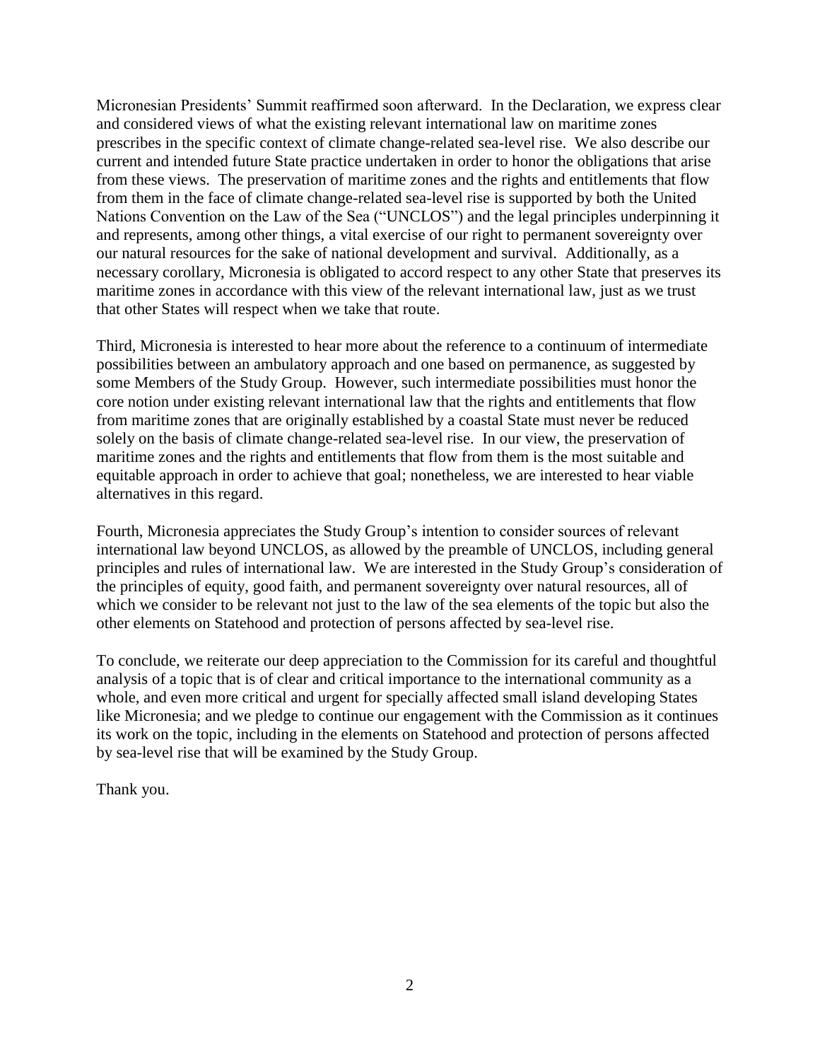Micronesian Presidents' Summit reaffirmed soon afterward. In the Declaration, we express clear and considered views of what the existing relevant international law on maritime zones prescribes in the specific context of climate change-related sea-level rise. We also describe our current and intended future State practice undertaken in order to honor the obligations that arise from these views. The preservation of maritime zones and the rights and entitlements that flow from them in the face of climate change-related sea-level rise is supported by both the United Nations Convention on the Law of the Sea ("UNCLOS") and the legal principles underpinning it and represents, among other things, a vital exercise of our right to permanent sovereignty over our natural resources for the sake of national development and survival. Additionally, as a necessary corollary, Micronesia is obligated to accord respect to any other State that preserves its maritime zones in accordance with this view of the relevant international law, just as we trust that other States will respect when we take that route.

Third, Micronesia is interested to hear more about the reference to a continuum of intermediate possibilities between an ambulatory approach and one based on permanence, as suggested by some Members of the Study Group. However, such intermediate possibilities must honor the core notion under existing relevant international law that the rights and entitlements that flow from maritime zones that are originally established by a coastal State must never be reduced solely on the basis of climate change-related sea-level rise. In our view, the preservation of maritime zones and the rights and entitlements that flow from them is the most suitable and equitable approach in order to achieve that goal; nonetheless, we are interested to hear viable alternatives in this regard.

Fourth, Micronesia appreciates the Study Group's intention to consider sources of relevant international law beyond UNCLOS, as allowed by the preamble of UNCLOS, including general principles and rules of international law. We are interested in the Study Group's consideration of the principles of equity, good faith, and permanent sovereignty over natural resources, all of which we consider to be relevant not just to the law of the sea elements of the topic but also the other elements on Statehood and protection of persons affected by sea-level rise.

To conclude, we reiterate our deep appreciation to the Commission for its careful and thoughtful analysis of a topic that is of clear and critical importance to the international community as a whole, and even more critical and urgent for specially affected small island developing States like Micronesia; and we pledge to continue our engagement with the Commission as it continues its work on the topic, including in the elements on Statehood and protection of persons affected by sea-level rise that will be examined by the Study Group.

Thank you.